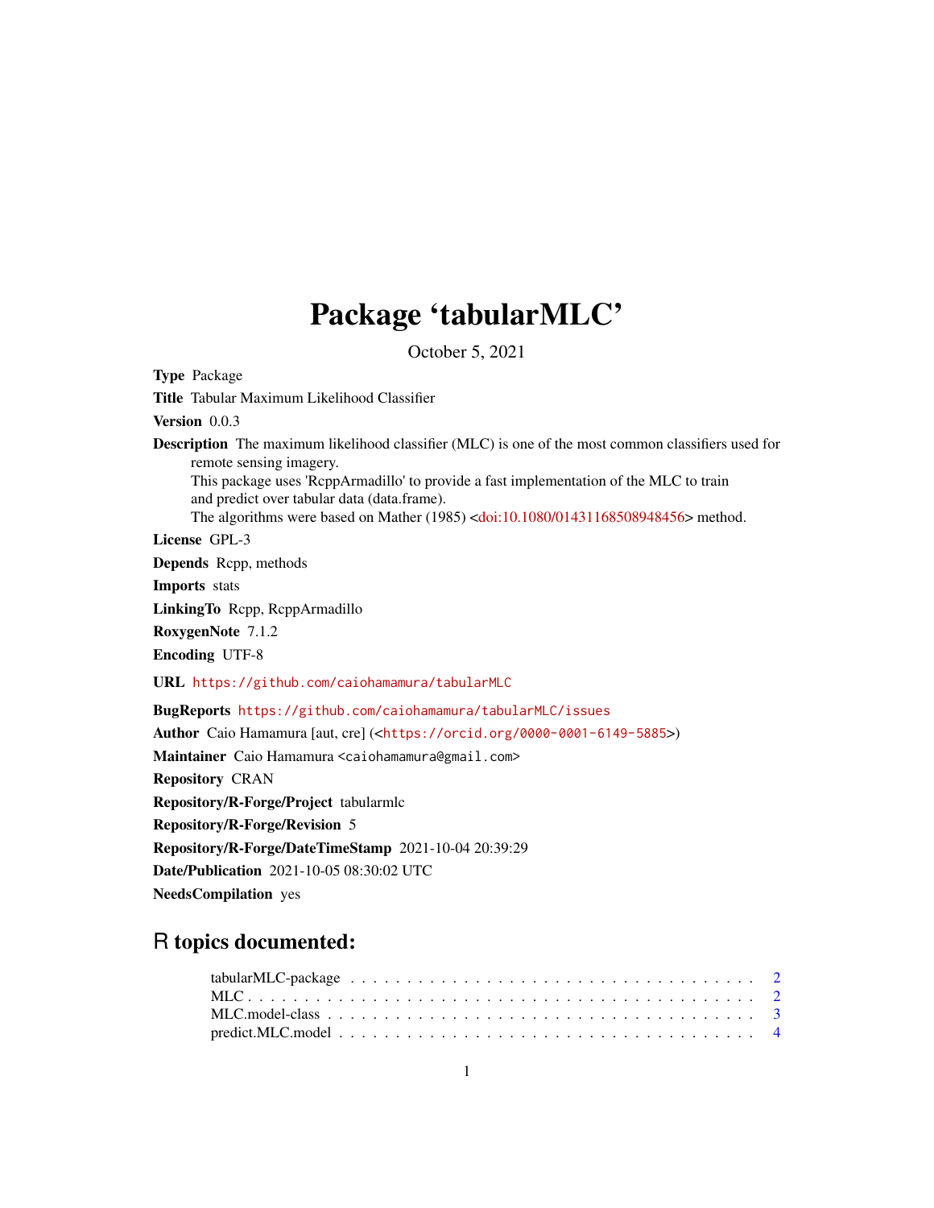# Package 'tabularMLC'

October 5, 2021

**Type** Package

**Title** Tabular Maximum Likelihood Classifier

**Version** 0.0.3

**Description** The maximum likelihood classifier (MLC) is one of the most common classifiers used for remote sensing imagery.
This package uses 'RcppArmadillo' to provide a fast implementation of the MLC to train and predict over tabular data (data.frame).
The algorithms were based on Mather (1985) <doi:10.1080/01431168508948456> method.

**License** GPL-3

**Depends** Rcpp, methods

**Imports** stats

**LinkingTo** Rcpp, RcppArmadillo

**RoxygenNote** 7.1.2

**Encoding** UTF-8

**URL** https://github.com/caiohamamura/tabularMLC

**BugReports** https://github.com/caiohamamura/tabularMLC/issues

**Author** Caio Hamamura [aut, cre] (<https://orcid.org/0000-0001-6149-5885>)

**Maintainer** Caio Hamamura <caiohamamura@gmail.com>

**Repository** CRAN

**Repository/R-Forge/Project** tabularmlc

**Repository/R-Forge/Revision** 5

**Repository/R-Forge/DateTimeStamp** 2021-10-04 20:39:29

**Date/Publication** 2021-10-05 08:30:02 UTC

**NeedsCompilation** yes

## R topics documented:

tabularMLC-package . . . . . . . . . . . . . . . . . . . . . . . . . . . . . . . . . . 2
MLC . . . . . . . . . . . . . . . . . . . . . . . . . . . . . . . . . . . . . . . . . . . 2
MLC.model-class . . . . . . . . . . . . . . . . . . . . . . . . . . . . . . . . . . . . 3
predict.MLC.model . . . . . . . . . . . . . . . . . . . . . . . . . . . . . . . . . . . 4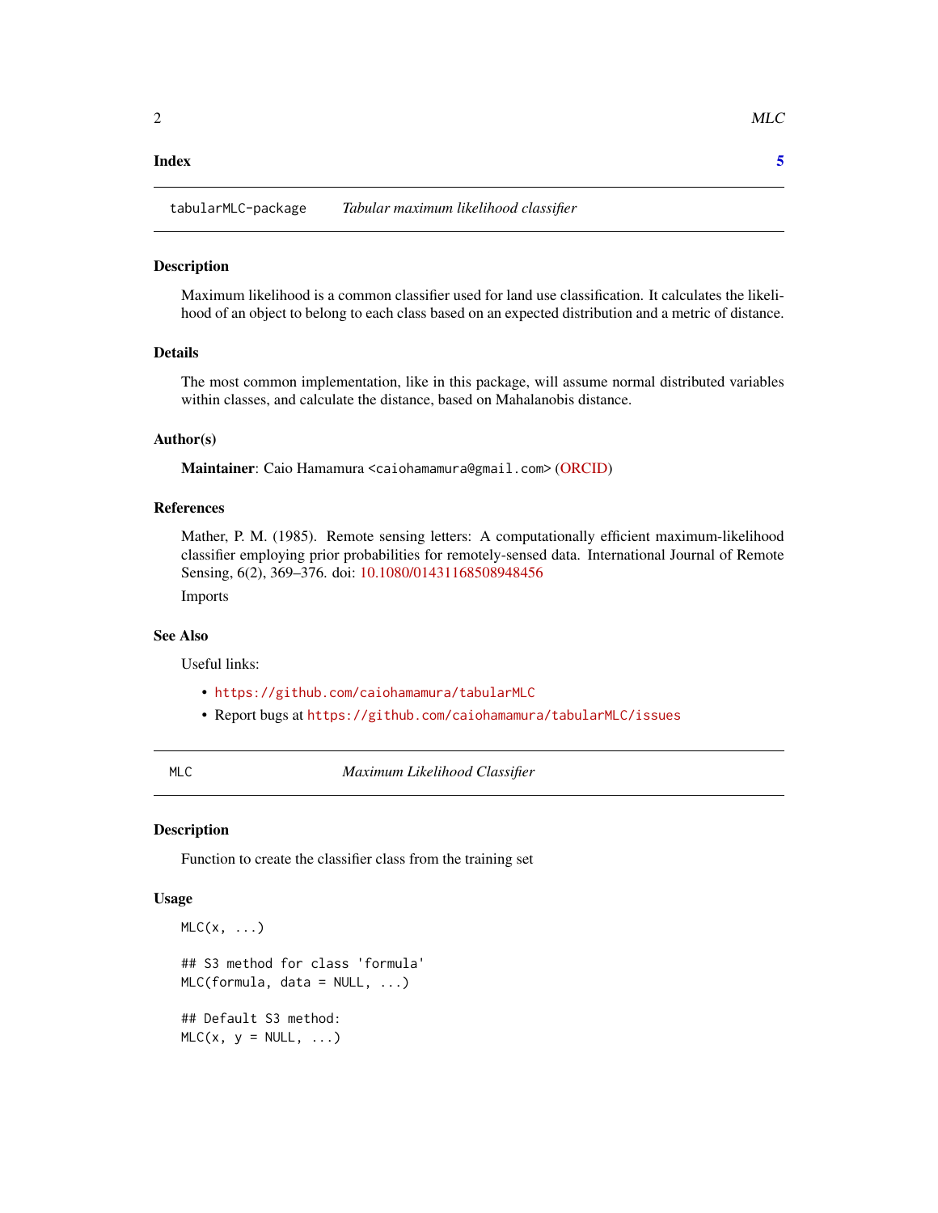**Index** **5**

## tabularMLC-package *Tabular maximum likelihood classifier*

### Description

Maximum likelihood is a common classifier used for land use classification. It calculates the likelihood of an object to belong to each class based on an expected distribution and a metric of distance.

### Details

The most common implementation, like in this package, will assume normal distributed variables within classes, and calculate the distance, based on Mahalanobis distance.

### Author(s)

**Maintainer**: Caio Hamamura <caiohamamura@gmail.com> (ORCID)

### References

Mather, P. M. (1985). Remote sensing letters: A computationally efficient maximum-likelihood classifier employing prior probabilities for remotely-sensed data. International Journal of Remote Sensing, 6(2), 369–376. doi: 10.1080/01431168508948456

Imports

### See Also

Useful links:

- https://github.com/caiohamamura/tabularMLC
- Report bugs at https://github.com/caiohamamura/tabularMLC/issues

## MLC *Maximum Likelihood Classifier*

### Description

Function to create the classifier class from the training set

### Usage

```
MLC(x, ...)

## S3 method for class 'formula'
MLC(formula, data = NULL, ...)

## Default S3 method:
MLC(x, y = NULL, ...)
```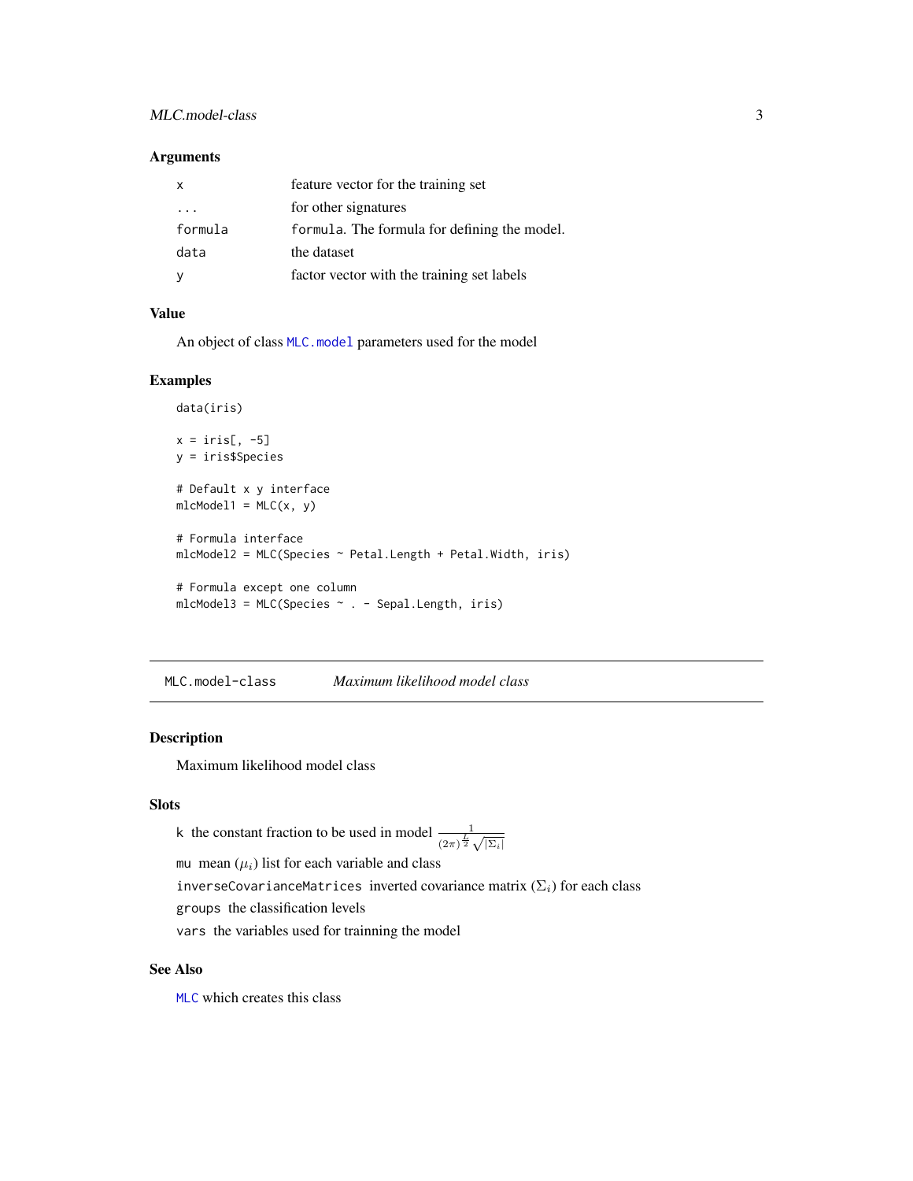### Arguments

| | |
|---|---|
| x | feature vector for the training set |
| ... | for other signatures |
| formula | formula. The formula for defining the model. |
| data | the dataset |
| y | factor vector with the training set labels |

### Value

An object of class MLC.model parameters used for the model

### Examples

```
data(iris)

x = iris[, -5]
y = iris$Species

# Default x y interface
mlcModel1 = MLC(x, y)

# Formula interface
mlcModel2 = MLC(Species ~ Petal.Length + Petal.Width, iris)

# Formula except one column
mlcModel3 = MLC(Species ~ . - Sepal.Length, iris)
```

---

## MLC.model-class &nbsp;&nbsp;&nbsp; *Maximum likelihood model class*

### Description

Maximum likelihood model class

### Slots

k the constant fraction to be used in model $\frac{1}{(2\pi)^{\frac{L}{2}}\sqrt{|\Sigma_i|}}$

mu mean ($\mu_i$) list for each variable and class

inverseCovarianceMatrices inverted covariance matrix ($\Sigma_i$) for each class

groups the classification levels

vars the variables used for trainning the model

### See Also

MLC which creates this class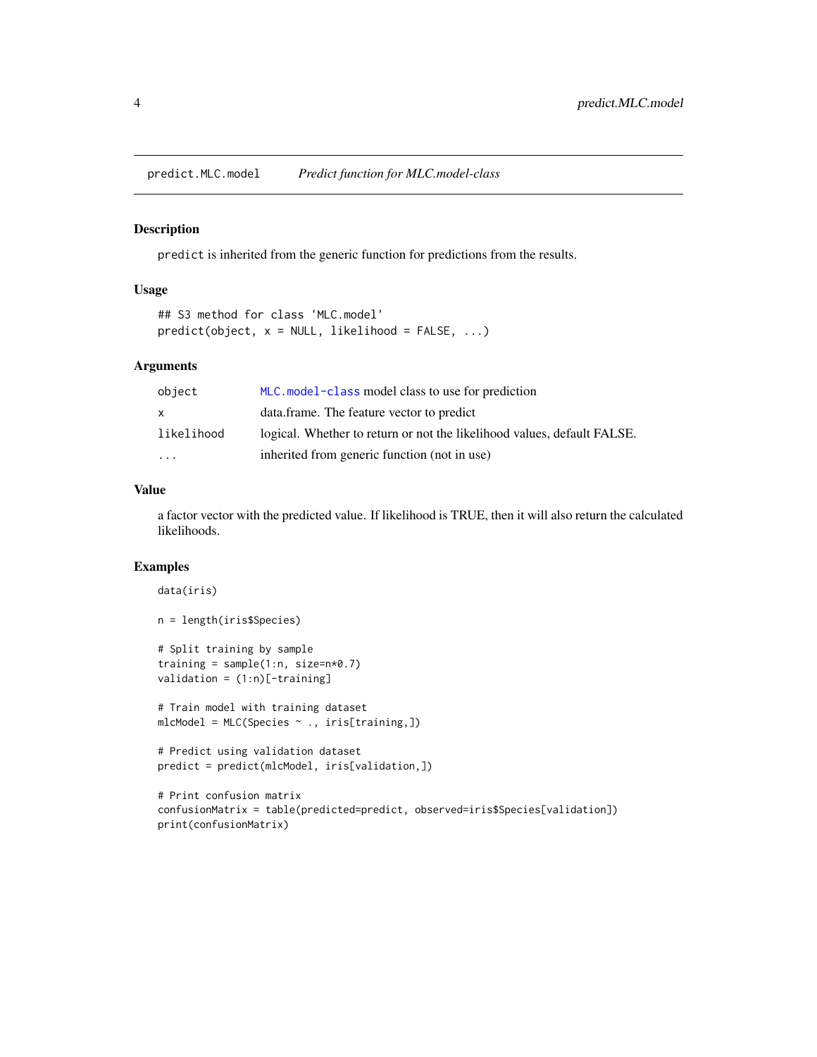`predict.MLC.model` *Predict function for MLC.model-class*

## Description

`predict` is inherited from the generic function for predictions from the results.

## Usage

```
## S3 method for class 'MLC.model'
predict(object, x = NULL, likelihood = FALSE, ...)
```

## Arguments

| | |
|---|---|
| `object` | `MLC.model-class` model class to use for prediction |
| `x` | data.frame. The feature vector to predict |
| `likelihood` | logical. Whether to return or not the likelihood values, default FALSE. |
| `...` | inherited from generic function (not in use) |

## Value

a factor vector with the predicted value. If likelihood is TRUE, then it will also return the calculated likelihoods.

## Examples

```
data(iris)

n = length(iris$Species)

# Split training by sample
training = sample(1:n, size=n*0.7)
validation = (1:n)[-training]

# Train model with training dataset
mlcModel = MLC(Species ~ ., iris[training,])

# Predict using validation dataset
predict = predict(mlcModel, iris[validation,])

# Print confusion matrix
confusionMatrix = table(predicted=predict, observed=iris$Species[validation])
print(confusionMatrix)
```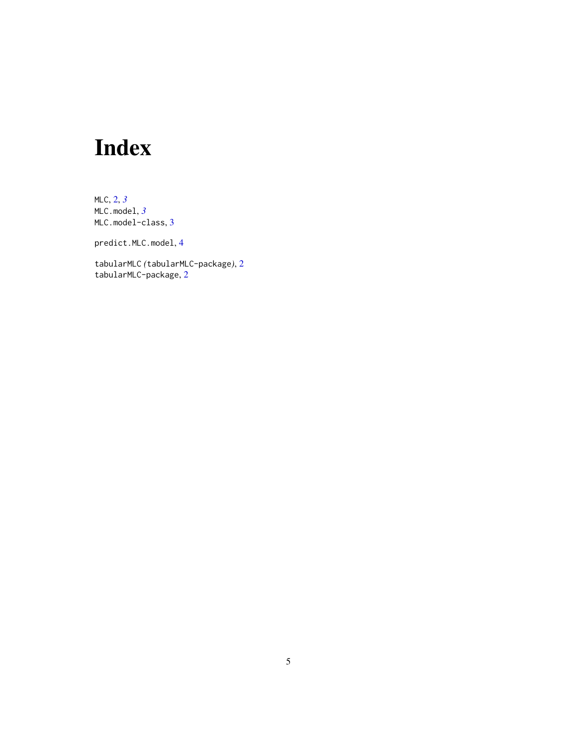# Index

MLC, 2, *3*
MLC.model, *3*
MLC.model-class, 3

predict.MLC.model, 4

tabularMLC *(*tabularMLC-package*)*, 2
tabularMLC-package, 2